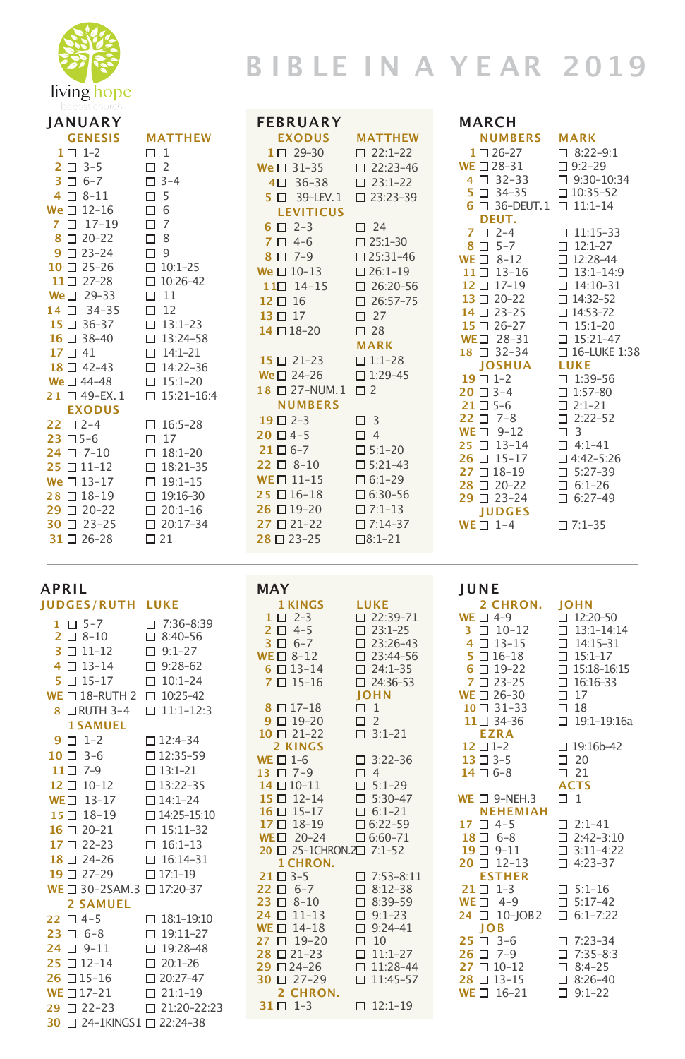living hope

# BIBLE IN A YEAR 2019

## JANUARY

| | GENESIS | MATTHEW |
|---|---|---|
| 1 | ☐ 1-2 | ☐ 1 |
| 2 | ☐ 3-5 | ☐ 2 |
| 3 | ☐ 6-7 | ☐ 3-4 |
| 4 | ☐ 8-11 | ☐ 5 |
| We | ☐ 12-16 | ☐ 6 |
| 7 | ☐ 17-19 | ☐ 7 |
| 8 | ☐ 20-22 | ☐ 8 |
| 9 | ☐ 23-24 | ☐ 9 |
| 10 | ☐ 25-26 | ☐ 10:1-25 |
| 11 | ☐ 27-28 | ☐ 10:26-42 |
| We | ☐ 29-33 | ☐ 11 |
| 14 | ☐ 34-35 | ☐ 12 |
| 15 | ☐ 36-37 | ☐ 13:1-23 |
| 16 | ☐ 38-40 | ☐ 13:24-58 |
| 17 | ☐ 41 | ☐ 14:1-21 |
| 18 | ☐ 42-43 | ☐ 14:22-36 |
| We | ☐ 44-48 | ☐ 15:1-20 |
| 21 | ☐ 49-EX. 1 | ☐ 15:21-16:4 |
| | EXODUS | |
| 22 | ☐ 2-4 | ☐ 16:5-28 |
| 23 | ☐ 5-6 | ☐ 17 |
| 24 | ☐ 7-10 | ☐ 18:1-20 |
| 25 | ☐ 11-12 | ☐ 18:21-35 |
| We | ☐ 13-17 | ☐ 19:1-15 |
| 28 | ☐ 18-19 | ☐ 19:16-30 |
| 29 | ☐ 20-22 | ☐ 20:1-16 |
| 30 | ☐ 23-25 | ☐ 20:17-34 |
| 31 | ☐ 26-28 | ☐ 21 |

## FEBRUARY

| | EXODUS | MATTHEW |
|---|---|---|
| 1 | ☐ 29-30 | ☐ 22:1-22 |
| We | ☐ 31-35 | ☐ 22:23-46 |
| 4 | ☐ 36-38 | ☐ 23:1-22 |
| 5 | ☐ 39-LEV. 1 | ☐ 23:23-39 |
| | LEVITICUS | |
| 6 | ☐ 2-3 | ☐ 24 |
| 7 | ☐ 4-6 | ☐ 25:1-30 |
| 8 | ☐ 7-9 | ☐ 25:31-46 |
| We | ☐ 10-13 | ☐ 26:1-19 |
| 11 | ☐ 14-15 | ☐ 26:20-56 |
| 12 | ☐ 16 | ☐ 26:57-75 |
| 13 | ☐ 17 | ☐ 27 |
| 14 | ☐ 18-20 | ☐ 28 |
| | | MARK |
| 15 | ☐ 21-23 | ☐ 1:1-28 |
| We | ☐ 24-26 | ☐ 1:29-45 |
| 18 | ☐ 27-NUM. 1 | ☐ 2 |
| | NUMBERS | |
| 19 | ☐ 2-3 | ☐ 3 |
| 20 | ☐ 4-5 | ☐ 4 |
| 21 | ☐ 6-7 | ☐ 5:1-20 |
| 22 | ☐ 8-10 | ☐ 5:21-43 |
| WE | ☐ 11-15 | ☐ 6:1-29 |
| 25 | ☐ 16-18 | ☐ 6:30-56 |
| 26 | ☐ 19-20 | ☐ 7:1-13 |
| 27 | ☐ 21-22 | ☐ 7:14-37 |
| 28 | ☐ 23-25 | ☐ 8:1-21 |

## MARCH

| | NUMBERS | MARK |
|---|---|---|
| 1 | ☐ 26-27 | ☐ 8:22-9:1 |
| WE | ☐ 28-31 | ☐ 9:2-29 |
| 4 | ☐ 32-33 | ☐ 9:30-10:34 |
| 5 | ☐ 34-35 | ☐ 10:35-52 |
| 6 | ☐ 36-DEUT. 1 | ☐ 11:1-14 |
| | DEUT. | |
| 7 | ☐ 2-4 | ☐ 11:15-33 |
| 8 | ☐ 5-7 | ☐ 12:1-27 |
| WE | ☐ 8-12 | ☐ 12:28-44 |
| 11 | ☐ 13-16 | ☐ 13:1-14:9 |
| 12 | ☐ 17-19 | ☐ 14:10-31 |
| 13 | ☐ 20-22 | ☐ 14:32-52 |
| 14 | ☐ 23-25 | ☐ 14:53-72 |
| 15 | ☐ 26-27 | ☐ 15:1-20 |
| WE | ☐ 28-31 | ☐ 15:21-47 |
| 18 | ☐ 32-34 | ☐ 16-LUKE 1:38 |
| | JOSHUA | LUKE |
| 19 | ☐ 1-2 | ☐ 1:39-56 |
| 20 | ☐ 3-4 | ☐ 1:57-80 |
| 21 | ☐ 5-6 | ☐ 2:1-21 |
| 22 | ☐ 7-8 | ☐ 2:22-52 |
| WE | ☐ 9-12 | ☐ 3 |
| 25 | ☐ 13-14 | ☐ 4:1-41 |
| 26 | ☐ 15-17 | ☐ 4:42-5:26 |
| 27 | ☐ 18-19 | ☐ 5:27-39 |
| 28 | ☐ 20-22 | ☐ 6:1-26 |
| 29 | ☐ 23-24 | ☐ 6:27-49 |
| | JUDGES | |
| WE | ☐ 1-4 | ☐ 7:1-35 |

## APRIL

| | JUDGES/RUTH | LUKE |
|---|---|---|
| 1 | ☐ 5-7 | ☐ 7:36-8:39 |
| 2 | ☐ 8-10 | ☐ 8:40-56 |
| 3 | ☐ 11-12 | ☐ 9:1-27 |
| 4 | ☐ 13-14 | ☐ 9:28-62 |
| 5 | ☐ 15-17 | ☐ 10:1-24 |
| WE | ☐ 18-RUTH 2 | ☐ 10:25-42 |
| 8 | ☐ RUTH 3-4 | ☐ 11:1-12:3 |
| | 1 SAMUEL | |
| 9 | ☐ 1-2 | ☐ 12:4-34 |
| 10 | ☐ 3-6 | ☐ 12:35-59 |
| 11 | ☐ 7-9 | ☐ 13:1-21 |
| 12 | ☐ 10-12 | ☐ 13:22-35 |
| WE | ☐ 13-17 | ☐ 14:1-24 |
| 15 | ☐ 18-19 | ☐ 14:25-15:10 |
| 16 | ☐ 20-21 | ☐ 15:11-32 |
| 17 | ☐ 22-23 | ☐ 16:1-13 |
| 18 | ☐ 24-26 | ☐ 16:14-31 |
| 19 | ☐ 27-29 | ☐ 17:1-19 |
| WE | ☐ 30-2SAM. 3 | ☐ 17:20-37 |
| | 2 SAMUEL | |
| 22 | ☐ 4-5 | ☐ 18:1-19:10 |
| 23 | ☐ 6-8 | ☐ 19:11-27 |
| 24 | ☐ 9-11 | ☐ 19:28-48 |
| 25 | ☐ 12-14 | ☐ 20:1-26 |
| 26 | ☐ 15-16 | ☐ 20:27-47 |
| WE | ☐ 17-21 | ☐ 21:1-19 |
| 29 | ☐ 22-23 | ☐ 21:20-22:23 |
| 30 | ☐ 24-1KINGS 1 | ☐ 22:24-38 |

## MAY

| | 1 KINGS | LUKE |
|---|---|---|
| 1 | ☐ 2-3 | ☐ 22:39-71 |
| 2 | ☐ 4-5 | ☐ 23:1-25 |
| 3 | ☐ 6-7 | ☐ 23:26-43 |
| WE | ☐ 8-12 | ☐ 23:44-56 |
| 6 | ☐ 13-14 | ☐ 24:1-35 |
| 7 | ☐ 15-16 | ☐ 24:36-53 |
| | | JOHN |
| 8 | ☐ 17-18 | ☐ 1 |
| 9 | ☐ 19-20 | ☐ 2 |
| 10 | ☐ 21-22 | ☐ 3:1-21 |
| | 2 KINGS | |
| WE | ☐ 1-6 | ☐ 3:22-36 |
| 13 | ☐ 7-9 | ☐ 4 |
| 14 | ☐ 10-11 | ☐ 5:1-29 |
| 15 | ☐ 12-14 | ☐ 5:30-47 |
| 16 | ☐ 15-17 | ☐ 6:1-21 |
| 17 | ☐ 18-19 | ☐ 6:22-59 |
| WE | ☐ 20-24 | ☐ 6:60-71 |
| 20 | ☐ 25-1CHRON. 2 | ☐ 7:1-52 |
| | 1 CHRON. | |
| 21 | ☐ 3-5 | ☐ 7:53-8:11 |
| 22 | ☐ 6-7 | ☐ 8:12-38 |
| 23 | ☐ 8-10 | ☐ 8:39-59 |
| 24 | ☐ 11-13 | ☐ 9:1-23 |
| WE | ☐ 14-18 | ☐ 9:24-41 |
| 27 | ☐ 19-20 | ☐ 10 |
| 28 | ☐ 21-23 | ☐ 11:1-27 |
| 29 | ☐ 24-26 | ☐ 11:28-44 |
| 30 | ☐ 27-29 | ☐ 11:45-57 |
| | 2 CHRON. | |
| 31 | ☐ 1-3 | ☐ 12:1-19 |

## JUNE

| | 2 CHRON. | JOHN |
|---|---|---|
| WE | ☐ 4-9 | ☐ 12:20-50 |
| 3 | ☐ 10-12 | ☐ 13:1-14:14 |
| 4 | ☐ 13-15 | ☐ 14:15-31 |
| 5 | ☐ 16-18 | ☐ 15:1-17 |
| 6 | ☐ 19-22 | ☐ 15:18-16:15 |
| 7 | ☐ 23-25 | ☐ 16:16-33 |
| WE | ☐ 26-30 | ☐ 17 |
| 10 | ☐ 31-33 | ☐ 18 |
| 11 | ☐ 34-36 | ☐ 19:1-19:16a |
| | EZRA | |
| 12 | ☐ 1-2 | ☐ 19:16b-42 |
| 13 | ☐ 3-5 | ☐ 20 |
| 14 | ☐ 6-8 | ☐ 21 |
| | | ACTS |
| WE | ☐ 9-NEH. 3 | ☐ 1 |
| | NEHEMIAH | |
| 17 | ☐ 4-5 | ☐ 2:1-41 |
| 18 | ☐ 6-8 | ☐ 2:42-3:10 |
| 19 | ☐ 9-11 | ☐ 3:11-4:22 |
| 20 | ☐ 12-13 | ☐ 4:23-37 |
| | ESTHER | |
| 21 | ☐ 1-3 | ☐ 5:1-16 |
| WE | ☐ 4-9 | ☐ 5:17-42 |
| 24 | ☐ 10-JOB 2 | ☐ 6:1-7:22 |
| | JOB | |
| 25 | ☐ 3-6 | ☐ 7:23-34 |
| 26 | ☐ 7-9 | ☐ 7:35-8:3 |
| 27 | ☐ 10-12 | ☐ 8:4-25 |
| 28 | ☐ 13-15 | ☐ 8:26-40 |
| WE | ☐ 16-21 | ☐ 9:1-22 |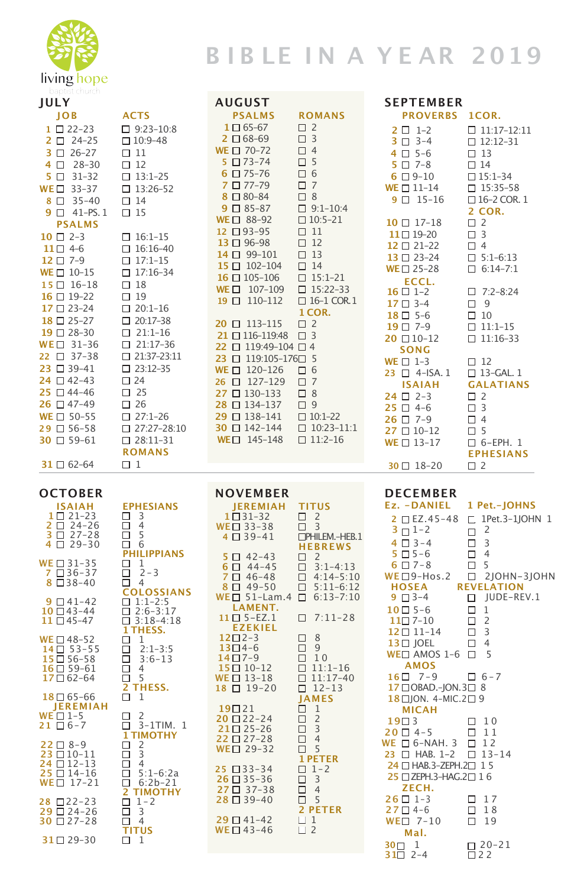living hope baptist church

# BIBLE IN A YEAR 2019

## JULY

| | JOB | ACTS |
|---|---|---|
| 1 | ☐ 22-23 | ☐ 9:23-10:8 |
| 2 | ☐ 24-25 | ☐ 10:9-48 |
| 3 | ☐ 26-27 | ☐ 11 |
| 4 | ☐ 28-30 | ☐ 12 |
| 5 | ☐ 31-32 | ☐ 13:1-25 |
| WE | ☐ 33-37 | ☐ 13:26-52 |
| 8 | ☐ 35-40 | ☐ 14 |
| 9 | ☐ 41-PS. 1 | ☐ 15 |
| | **PSALMS** | |
| 10 | ☐ 2-3 | ☐ 16:1-15 |
| 11 | ☐ 4-6 | ☐ 16:16-40 |
| 12 | ☐ 7-9 | ☐ 17:1-15 |
| WE | ☐ 10-15 | ☐ 17:16-34 |
| 15 | ☐ 16-18 | ☐ 18 |
| 16 | ☐ 19-22 | ☐ 19 |
| 17 | ☐ 23-24 | ☐ 20:1-16 |
| 18 | ☐ 25-27 | ☐ 20:17-38 |
| 19 | ☐ 28-30 | ☐ 21:1-16 |
| WE | ☐ 31-36 | ☐ 21:17-36 |
| 22 | ☐ 37-38 | ☐ 21:37-23:11 |
| 23 | ☐ 39-41 | ☐ 23:12-35 |
| 24 | ☐ 42-43 | ☐ 24 |
| 25 | ☐ 44-46 | ☐ 25 |
| 26 | ☐ 47-49 | ☐ 26 |
| WE | ☐ 50-55 | ☐ 27:1-26 |
| 29 | ☐ 56-58 | ☐ 27:27-28:10 |
| 30 | ☐ 59-61 | ☐ 28:11-31 |
| | | **ROMANS** |
| 31 | ☐ 62-64 | ☐ 1 |

## AUGUST

| | PSALMS | ROMANS |
|---|---|---|
| 1 | ☐ 65-67 | ☐ 2 |
| 2 | ☐ 68-69 | ☐ 3 |
| WE | ☐ 70-72 | ☐ 4 |
| 5 | ☐ 73-74 | ☐ 5 |
| 6 | ☐ 75-76 | ☐ 6 |
| 7 | ☐ 77-79 | ☐ 7 |
| 8 | ☐ 80-84 | ☐ 8 |
| 9 | ☐ 85-87 | ☐ 9:1-10:4 |
| WE | ☐ 88-92 | ☐ 10:5-21 |
| 12 | ☐ 93-95 | ☐ 11 |
| 13 | ☐ 96-98 | ☐ 12 |
| 14 | ☐ 99-101 | ☐ 13 |
| 15 | ☐ 102-104 | ☐ 14 |
| 16 | ☐ 105-106 | ☐ 15:1-21 |
| WE | ☐ 107-109 | ☐ 15:22-33 |
| 19 | ☐ 110-112 | ☐ 16-1 COR.1 |
| | | **1 COR.** |
| 20 | ☐ 113-115 | ☐ 2 |
| 21 | ☐ 116-119:48 | ☐ 3 |
| 22 | ☐ 119:49-104 | ☐ 4 |
| 23 | ☐ 119:105-176 | ☐ 5 |
| WE | ☐ 120-126 | ☐ 6 |
| 26 | ☐ 127-129 | ☐ 7 |
| 27 | ☐ 130-133 | ☐ 8 |
| 28 | ☐ 134-137 | ☐ 9 |
| 29 | ☐ 138-141 | ☐ 10:1-22 |
| 30 | ☐ 142-144 | ☐ 10:23-11:1 |
| WE | ☐ 145-148 | ☐ 11:2-16 |

## SEPTEMBER

| | PROVERBS | 1COR. |
|---|---|---|
| 2 | ☐ 1-2 | ☐ 11:17-12:11 |
| 3 | ☐ 3-4 | ☐ 12:12-31 |
| 4 | ☐ 5-6 | ☐ 13 |
| 5 | ☐ 7-8 | ☐ 14 |
| 6 | ☐ 9-10 | ☐ 15:1-34 |
| WE | ☐ 11-14 | ☐ 15:35-58 |
| 9 | ☐ 15-16 | ☐ 16-2 COR. 1 |
| | | **2 COR.** |
| 10 | ☐ 17-18 | ☐ 2 |
| 11 | ☐ 19-20 | ☐ 3 |
| 12 | ☐ 21-22 | ☐ 4 |
| 13 | ☐ 23-24 | ☐ 5:1-6:13 |
| WE | ☐ 25-28 | ☐ 6:14-7:1 |
| | **ECCL.** | |
| 16 | ☐ 1-2 | ☐ 7:2-8:24 |
| 17 | ☐ 3-4 | ☐ 9 |
| 18 | ☐ 5-6 | ☐ 10 |
| 19 | ☐ 7-9 | ☐ 11:1-15 |
| 20 | ☐ 10-12 | ☐ 11:16-33 |
| | **SONG** | |
| WE | ☐ 1-3 | ☐ 12 |
| 23 | ☐ 4-ISA. 1 | ☐ 13-GAL. 1 |
| | **ISAIAH** | **GALATIANS** |
| 24 | ☐ 2-3 | ☐ 2 |
| 25 | ☐ 4-6 | ☐ 3 |
| 26 | ☐ 7-9 | ☐ 4 |
| 27 | ☐ 10-12 | ☐ 5 |
| WE | ☐ 13-17 | ☐ 6-EPH. 1 |
| | | **EPHESIANS** |
| 30 | ☐ 18-20 | ☐ 2 |

## OCTOBER

| | ISAIAH | EPHESIANS |
|---|---|---|
| 1 | ☐ 21-23 | ☐ 3 |
| 2 | ☐ 24-26 | ☐ 4 |
| 3 | ☐ 27-28 | ☐ 5 |
| 4 | ☐ 29-30 | ☐ 6 |
| | | **PHILIPPIANS** |
| WE | ☐ 31-35 | ☐ 1 |
| 7 | ☐ 36-37 | ☐ 2-3 |
| 8 | ☐ 38-40 | ☐ 4 |
| | | **COLOSSIANS** |
| 9 | ☐ 41-42 | ☐ 1:1-2:5 |
| 10 | ☐ 43-44 | ☐ 2:6-3:17 |
| 11 | ☐ 45-47 | ☐ 3:18-4:18 |
| | | **1 THESS.** |
| WE | ☐ 48-52 | ☐ 1 |
| 14 | ☐ 53-55 | ☐ 2:1-3:5 |
| 15 | ☐ 56-58 | ☐ 3:6-13 |
| 16 | ☐ 59-61 | ☐ 4 |
| 17 | ☐ 62-64 | ☐ 5 |
| | | **2 THESS.** |
| 18 | ☐ 65-66 | ☐ 1 |
| | **JEREMIAH** | |
| WE | ☐ 1-5 | ☐ 2 |
| 21 | ☐ 6-7 | ☐ 3-1TIM. 1 |
| | | **1 TIMOTHY** |
| 22 | ☐ 8-9 | ☐ 2 |
| 23 | ☐ 10-11 | ☐ 3 |
| 24 | ☐ 12-13 | ☐ 4 |
| 25 | ☐ 14-16 | ☐ 5:1-6:2a |
| WE | ☐ 17-21 | ☐ 6:2b-21 |
| | | **2 TIMOTHY** |
| 28 | ☐ 22-23 | ☐ 1-2 |
| 29 | ☐ 24-26 | ☐ 3 |
| 30 | ☐ 27-28 | ☐ 4 |
| | | **TITUS** |
| 31 | ☐ 29-30 | ☐ 1 |

## NOVEMBER

| | JEREMIAH | TITUS |
|---|---|---|
| 1 | ☐ 31-32 | ☐ 2 |
| WE | ☐ 33-38 | ☐ 3 |
| 4 | ☐ 39-41 | ☐ PHILEM.-HEB.1 |
| | | **HEBREWS** |
| 5 | ☐ 42-43 | ☐ 2 |
| 6 | ☐ 44-45 | ☐ 3:1-4:13 |
| 7 | ☐ 46-48 | ☐ 4:14-5:10 |
| 8 | ☐ 49-50 | ☐ 5:11-6:12 |
| WE | ☐ 51-Lam.4 | ☐ 6:13-7:10 |
| | **LAMENT.** | |
| 11 | ☐ 5-EZ.1 | ☐ 7:11-28 |
| | **EZEKIEL** | |
| 12 | ☐ 2-3 | ☐ 8 |
| 13 | ☐ 4-6 | ☐ 9 |
| 14 | ☐ 7-9 | ☐ 10 |
| 15 | ☐ 10-12 | ☐ 11:1-16 |
| WE | ☐ 13-18 | ☐ 11:17-40 |
| 18 | ☐ 19-20 | ☐ 12-13 |
| | | **JAMES** |
| 19 | ☐ 21 | ☐ 1 |
| 20 | ☐ 22-24 | ☐ 2 |
| 21 | ☐ 25-26 | ☐ 3 |
| 22 | ☐ 27-28 | ☐ 4 |
| WE | ☐ 29-32 | ☐ 5 |
| | | **1 PETER** |
| 25 | ☐ 33-34 | ☐ 1-2 |
| 26 | ☐ 35-36 | ☐ 3 |
| 27 | ☐ 37-38 | ☐ 4 |
| 28 | ☐ 39-40 | ☐ 5 |
| | | **2 PETER** |
| 29 | ☐ 41-42 | ☐ 1 |
| WE | ☐ 43-46 | ☐ 2 |

## DECEMBER

| | Ez. -DANIEL | 1 Pet.-JOHNS |
|---|---|---|
| 2 | ☐ EZ.45-48 | ☐ 1Pet.3-1JOHN 1 |
| 3 | ☐ 1-2 | ☐ 2 |
| 4 | ☐ 3-4 | ☐ 3 |
| 5 | ☐ 5-6 | ☐ 4 |
| 6 | ☐ 7-8 | ☐ 5 |
| WE | ☐ 9-Hos.2 | ☐ 2JOHN-3JOHN |
| | **HOSEA** | **REVELATION** |
| 9 | ☐ 3-4 | ☐ JUDE-REV.1 |
| 10 | ☐ 5-6 | ☐ 1 |
| 11 | ☐ 7-10 | ☐ 2 |
| 12 | ☐ 11-14 | ☐ 3 |
| 13 | ☐ JOEL | ☐ 4 |
| WE | ☐ AMOS 1-6 | ☐ 5 |
| | **AMOS** | |
| 16 | ☐ 7-9 | ☐ 6-7 |
| 17 | ☐ OBAD.-JON.3 | ☐ 8 |
| 18 | ☐ JON. 4-MIC.2 | ☐ 9 |
| | **MICAH** | |
| 19 | ☐ 3 | ☐ 10 |
| 20 | ☐ 4-5 | ☐ 11 |
| WE | ☐ 6-NAH. 3 | ☐ 12 |
| 23 | ☐ HAB. 1-2 | ☐ 13-14 |
| 24 | ☐ HAB.3-ZEPH.2 | ☐ 15 |
| 25 | ☐ ZEPH.3-HAG.2 | ☐ 16 |
| | **ZECH.** | |
| 26 | ☐ 1-3 | ☐ 17 |
| 27 | ☐ 4-6 | ☐ 18 |
| WE | ☐ 7-10 | ☐ 19 |
| | **Mal.** | |
| 30 | ☐ 1 | ☐ 20-21 |
| 31 | ☐ 2-4 | ☐ 22 |